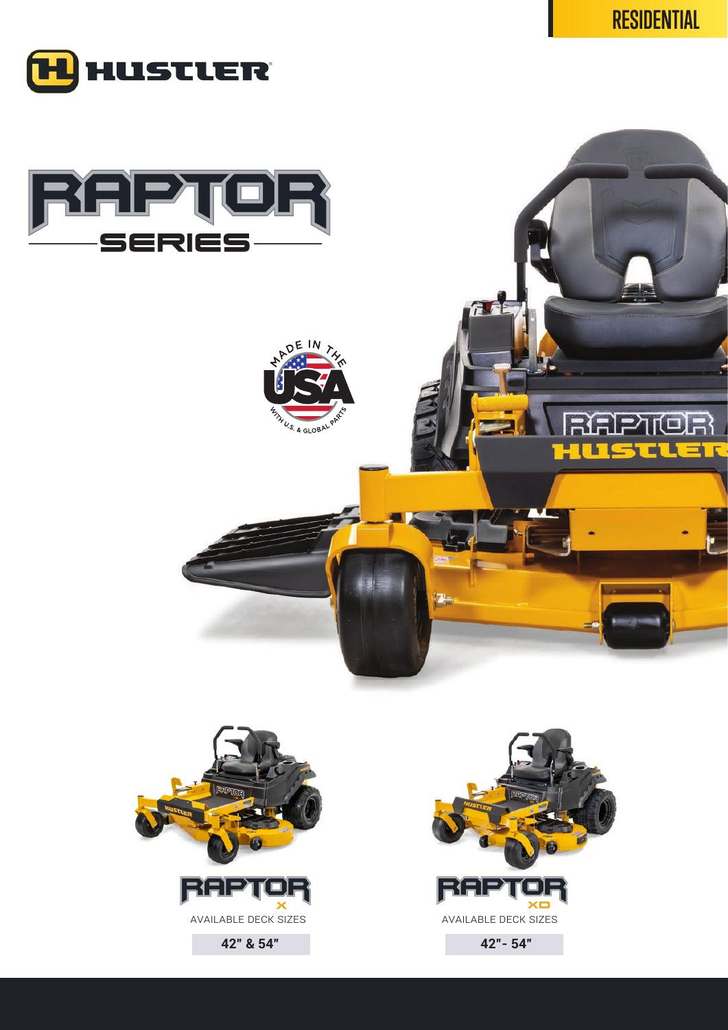RESIDENTIAL

HUSTLER

# RAPTOR SERIES

MADE IN THE USA WITH U.S. & GLOBAL PARTS

## RAPTOR X

AVAILABLE DECK SIZES

**42" & 54"**

## RAPTOR XD

AVAILABLE DECK SIZES

**42"- 54"**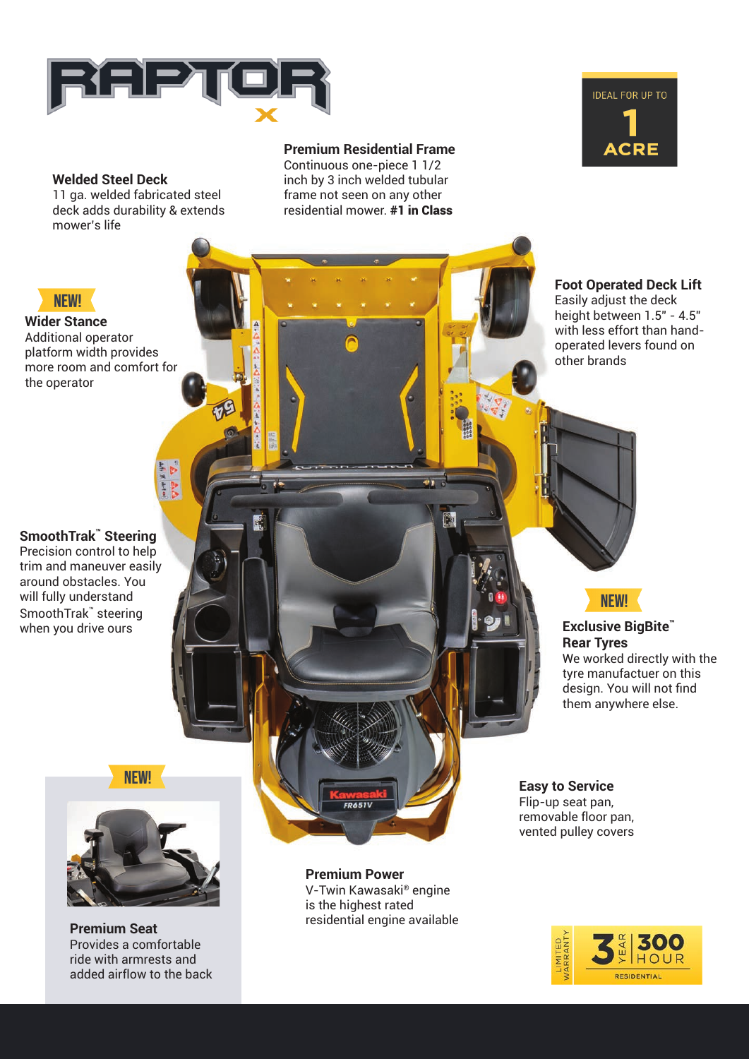# RAPTOR X

IDEAL FOR UP TO **1 ACRE**

### Welded Steel Deck
11 ga. welded fabricated steel deck adds durability & extends mower's life

### Premium Residential Frame
Continuous one-piece 1 1/2 inch by 3 inch welded tubular frame not seen on any other residential mower. **#1 in Class**

NEW!

### Wider Stance
Additional operator platform width provides more room and comfort for the operator

### Foot Operated Deck Lift
Easily adjust the deck height between 1.5" - 4.5" with less effort than hand-operated levers found on other brands

### SmoothTrak™ Steering
Precision control to help trim and maneuver easily around obstacles. You will fully understand SmoothTrak™ steering when you drive ours

NEW!

### Exclusive BigBite™ Rear Tyres
We worked directly with the tyre manufacturer on this design. You will not find them anywhere else.

### Easy to Service
Flip-up seat pan, removable floor pan, vented pulley covers

NEW!

### Premium Seat
Provides a comfortable ride with armrests and added airflow to the back

### Premium Power
V-Twin Kawasaki® engine is the highest rated residential engine available

LIMITED WARRANTY 3 YEAR | 300 HOUR RESIDENTIAL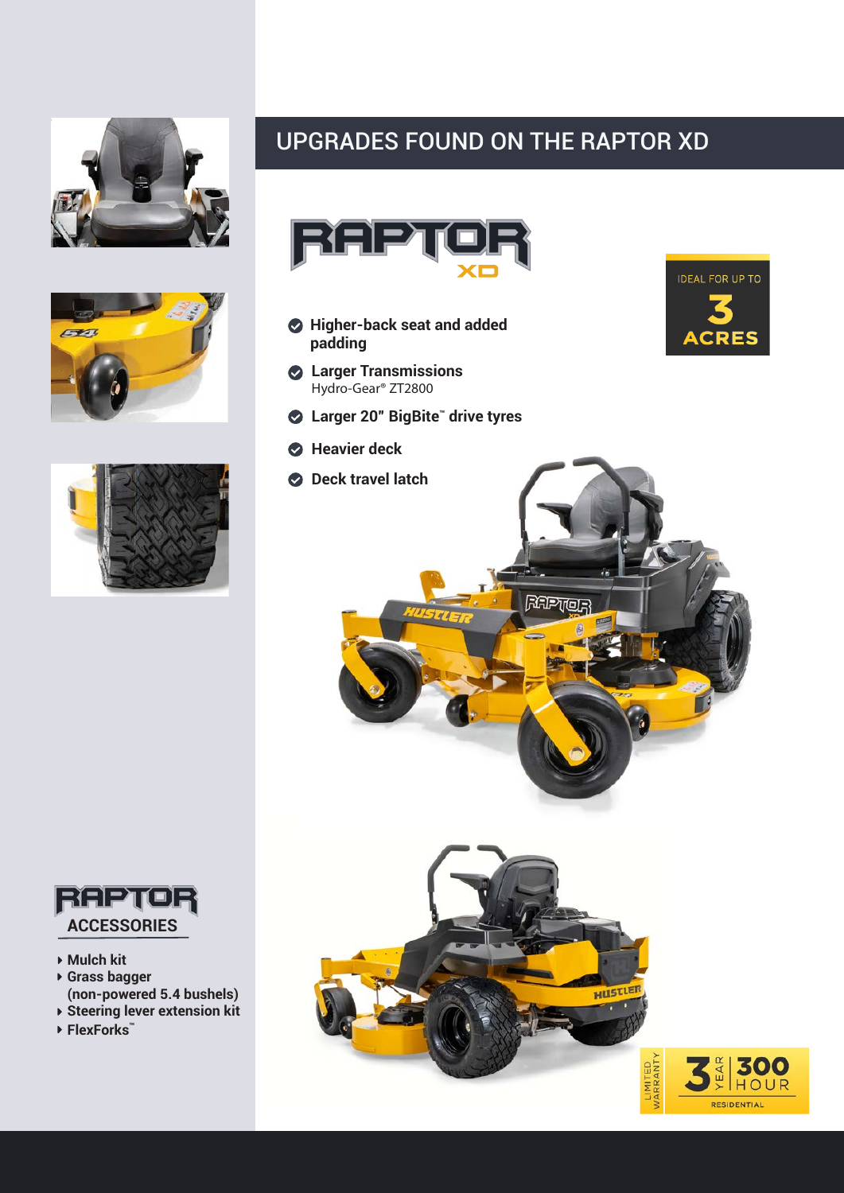## UPGRADES FOUND ON THE RAPTOR XD

RAPTOR XD

IDEAL FOR UP TO **3 ACRES**

- **Higher-back seat and added padding**
- **Larger Transmissions**
  Hydro-Gear® ZT2800
- **Larger 20" BigBite™ drive tyres**
- **Heavier deck**
- **Deck travel latch**

### RAPTOR ACCESSORIES

- Mulch kit
- Grass bagger (non-powered 5.4 bushels)
- Steering lever extension kit
- FlexForks™

LIMITED WARRANTY 3 YEAR | 300 HOUR RESIDENTIAL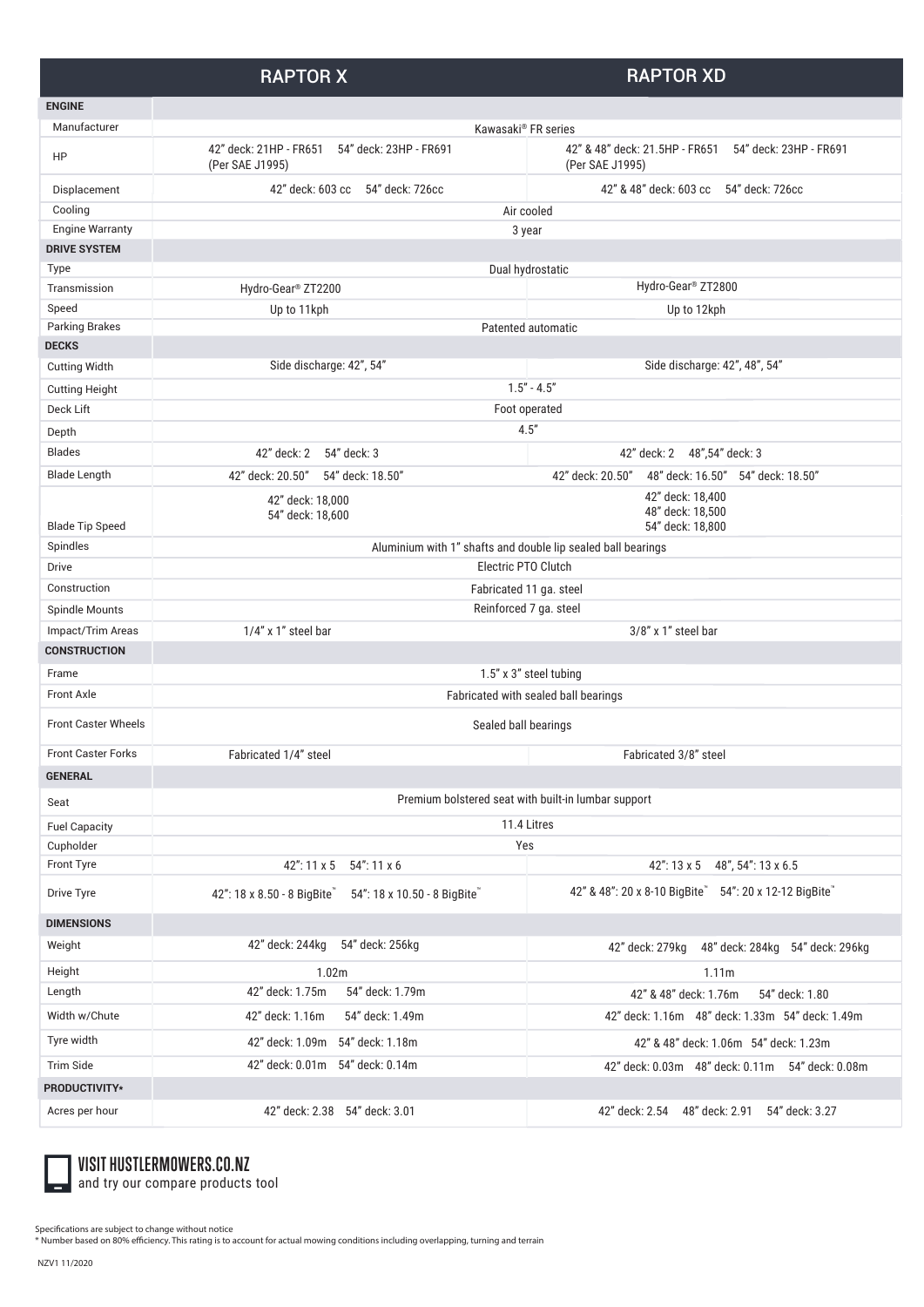| | RAPTOR X | RAPTOR XD |
|---|---|---|
| **ENGINE** | | |
| Manufacturer | Kawasaki® FR series | |
| HP | 42" deck: 21HP - FR651 54" deck: 23HP - FR691 (Per SAE J1995) | 42" & 48" deck: 21.5HP - FR651 54" deck: 23HP - FR691 (Per SAE J1995) |
| Displacement | 42" deck: 603 cc 54" deck: 726cc | 42" & 48" deck: 603 cc 54" deck: 726cc |
| Cooling | Air cooled | |
| Engine Warranty | 3 year | |
| **DRIVE SYSTEM** | | |
| Type | Dual hydrostatic | |
| Transmission | Hydro-Gear® ZT2200 | Hydro-Gear® ZT2800 |
| Speed | Up to 11kph | Up to 12kph |
| Parking Brakes | Patented automatic | |
| **DECKS** | | |
| Cutting Width | Side discharge: 42", 54" | Side discharge: 42", 48", 54" |
| Cutting Height | 1.5" - 4.5" | |
| Deck Lift | Foot operated | |
| Depth | 4.5" | |
| Blades | 42" deck: 2 54" deck: 3 | 42" deck: 2 48",54" deck: 3 |
| Blade Length | 42" deck: 20.50" 54" deck: 18.50" | 42" deck: 20.50" 48" deck: 16.50" 54" deck: 18.50" |
| Blade Tip Speed | 42" deck: 18,000 54" deck: 18,600 | 42" deck: 18,400 48" deck: 18,500 54" deck: 18,800 |
| Spindles | Aluminium with 1" shafts and double lip sealed ball bearings | |
| Drive | Electric PTO Clutch | |
| Construction | Fabricated 11 ga. steel | |
| Spindle Mounts | Reinforced 7 ga. steel | |
| Impact/Trim Areas | 1/4" x 1" steel bar | 3/8" x 1" steel bar |
| **CONSTRUCTION** | | |
| Frame | 1.5" x 3" steel tubing | |
| Front Axle | Fabricated with sealed ball bearings | |
| Front Caster Wheels | Sealed ball bearings | |
| Front Caster Forks | Fabricated 1/4" steel | Fabricated 3/8" steel |
| **GENERAL** | | |
| Seat | Premium bolstered seat with built-in lumbar support | |
| Fuel Capacity | 11.4 Litres | |
| Cupholder | Yes | |
| Front Tyre | 42": 11 x 5 54": 11 x 6 | 42": 13 x 5 48", 54": 13 x 6.5 |
| Drive Tyre | 42": 18 x 8.50 - 8 BigBite™ 54": 18 x 10.50 - 8 BigBite™ | 42" & 48": 20 x 8-10 BigBite™ 54": 20 x 12-12 BigBite™ |
| **DIMENSIONS** | | |
| Weight | 42" deck: 244kg 54" deck: 256kg | 42" deck: 279kg 48" deck: 284kg 54" deck: 296kg |
| Height | 1.02m | 1.11m |
| Length | 42" deck: 1.75m 54" deck: 1.79m | 42" & 48" deck: 1.76m 54" deck: 1.80 |
| Width w/Chute | 42" deck: 1.16m 54" deck: 1.49m | 42" deck: 1.16m 48" deck: 1.33m 54" deck: 1.49m |
| Tyre width | 42" deck: 1.09m 54" deck: 1.18m | 42" & 48" deck: 1.06m 54" deck: 1.23m |
| Trim Side | 42" deck: 0.01m 54" deck: 0.14m | 42" deck: 0.03m 48" deck: 0.11m 54" deck: 0.08m |
| **PRODUCTIVITY*** | | |
| Acres per hour | 42" deck: 2.38 54" deck: 3.01 | 42" deck: 2.54 48" deck: 2.91 54" deck: 3.27 |

**VISIT HUSTLERMOWERS.CO.NZ**
and try our compare products tool

Specifications are subject to change without notice
* Number based on 80% efficiency. This rating is to account for actual mowing conditions including overlapping, turning and terrain

NZV1 11/2020